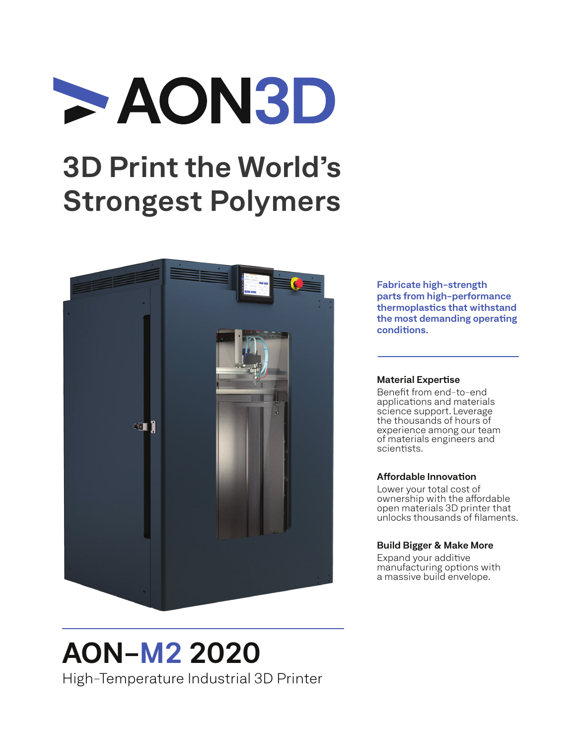# AON3D

## 3D Print the World's Strongest Polymers

**Fabricate high-strength parts from high-performance thermoplastics that withstand the most demanding operating conditions.**

**Material Expertise**

Benefit from end-to-end applications and materials science support. Leverage the thousands of hours of experience among our team of materials engineers and scientists.

**Affordable Innovation**

Lower your total cost of ownership with the affordable open materials 3D printer that unlocks thousands of filaments.

**Build Bigger & Make More**

Expand your additive manufacturing options with a massive build envelope.

# AON-M2 2020

High-Temperature Industrial 3D Printer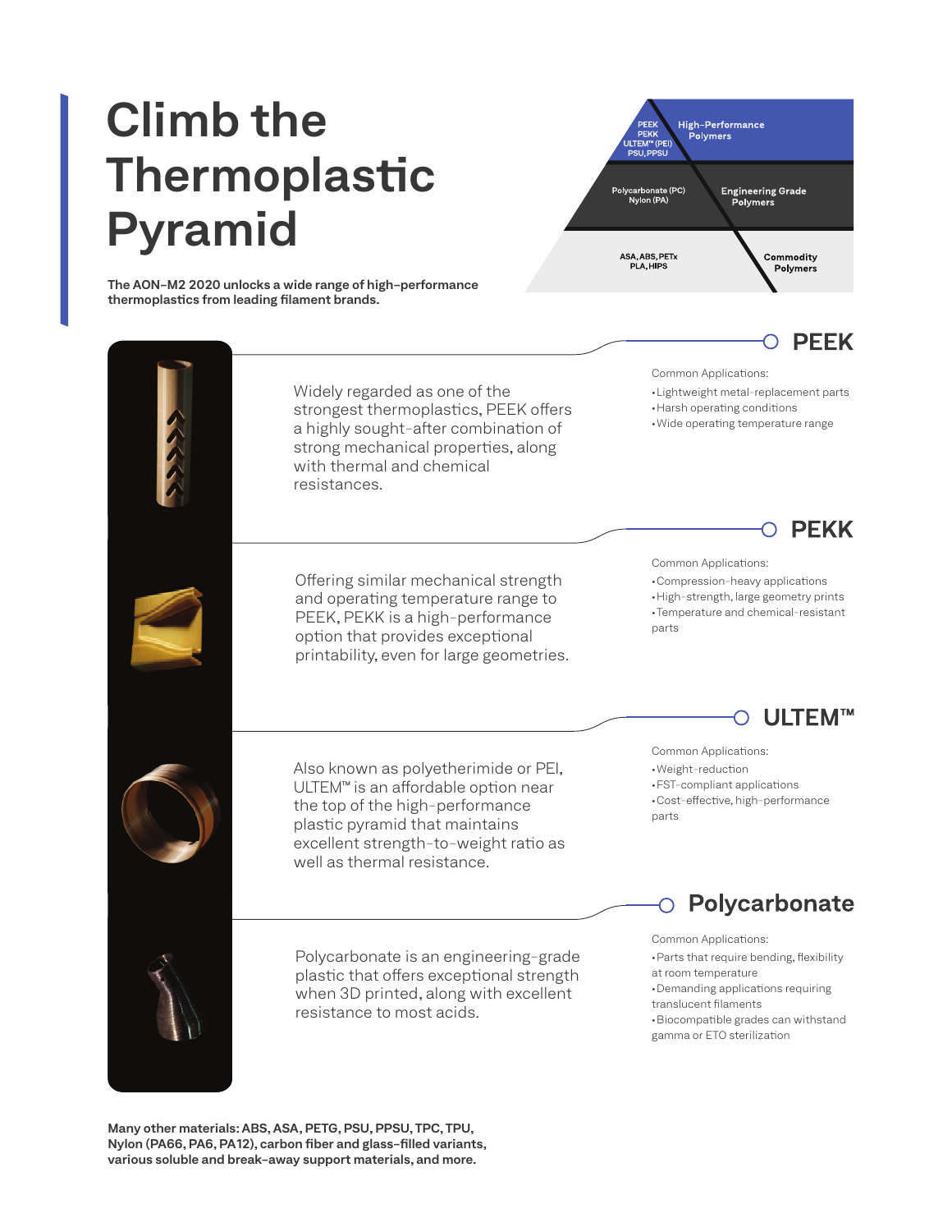# Climb the Thermoplastic Pyramid

**The AON-M2 2020 unlocks a wide range of high-performance thermoplastics from leading filament brands.**

| Materials | Tier |
| --- | --- |
| PEEK, PEKK, ULTEM™ (PEI), PSU, PPSU | High-Performance Polymers |
| Polycarbonate (PC), Nylon (PA) | Engineering Grade Polymers |
| ASA, ABS, PETx, PLA, HIPS | Commodity Polymers |

## PEEK

Widely regarded as one of the strongest thermoplastics, PEEK offers a highly sought-after combination of strong mechanical properties, along with thermal and chemical resistances.

Common Applications:

- Lightweight metal-replacement parts
- Harsh operating conditions
- Wide operating temperature range

## PEKK

Offering similar mechanical strength and operating temperature range to PEEK, PEKK is a high-performance option that provides exceptional printability, even for large geometries.

Common Applications:

- Compression-heavy applications
- High-strength, large geometry prints
- Temperature and chemical-resistant parts

## ULTEM™

Also known as polyetherimide or PEI, ULTEM™ is an affordable option near the top of the high-performance plastic pyramid that maintains excellent strength-to-weight ratio as well as thermal resistance.

Common Applications:

- Weight-reduction
- FST-compliant applications
- Cost-effective, high-performance parts

## Polycarbonate

Polycarbonate is an engineering-grade plastic that offers exceptional strength when 3D printed, along with excellent resistance to most acids.

Common Applications:

- Parts that require bending, flexibility at room temperature
- Demanding applications requiring translucent filaments
- Biocompatible grades can withstand gamma or ETO sterilization

**Many other materials: ABS, ASA, PETG, PSU, PPSU, TPC, TPU, Nylon (PA66, PA6, PA12), carbon fiber and glass-filled variants, various soluble and break-away support materials, and more.**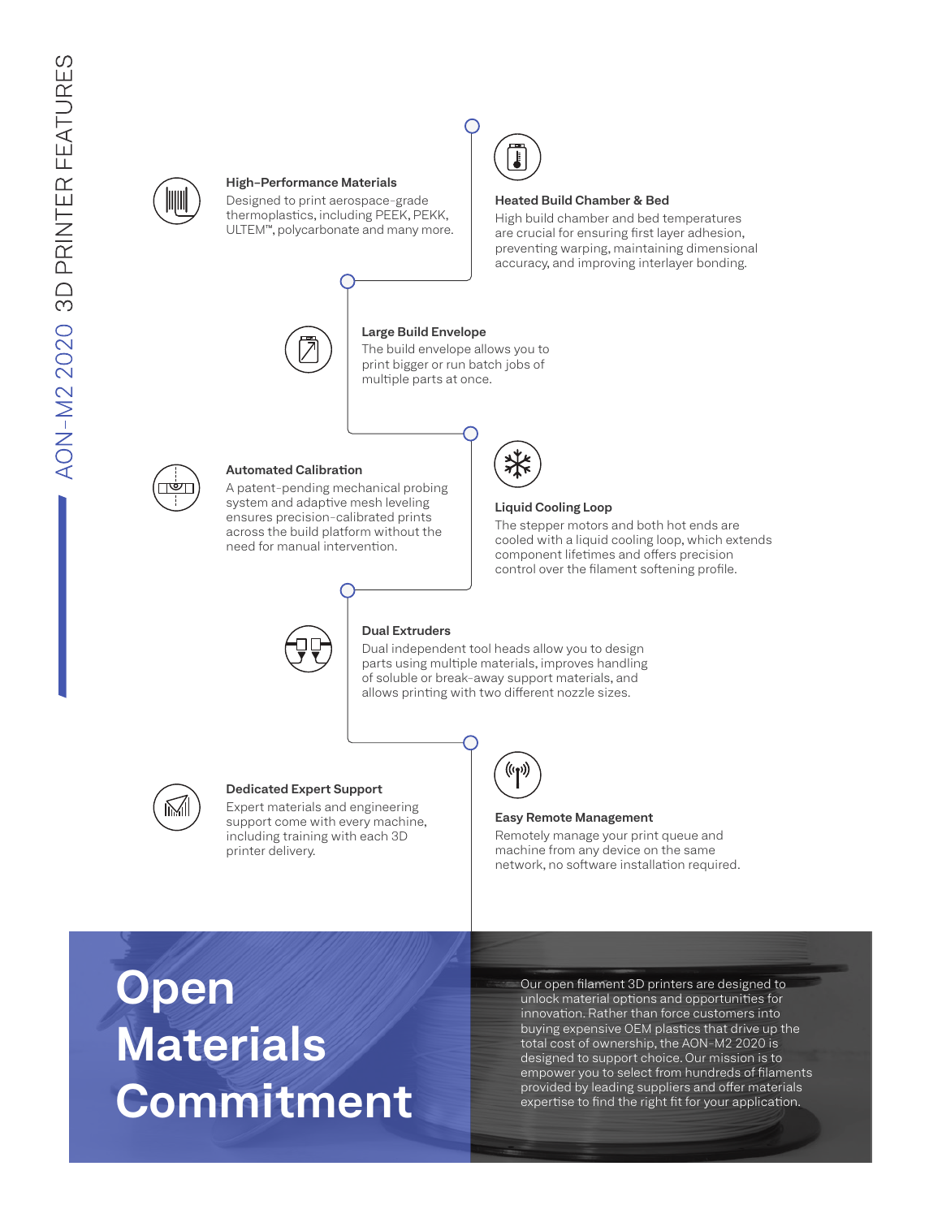# AON-M2 2020 3D PRINTER FEATURES

### High-Performance Materials

Designed to print aerospace-grade thermoplastics, including PEEK, PEKK, ULTEM™, polycarbonate and many more.

### Heated Build Chamber & Bed

High build chamber and bed temperatures are crucial for ensuring first layer adhesion, preventing warping, maintaining dimensional accuracy, and improving interlayer bonding.

### Large Build Envelope

The build envelope allows you to print bigger or run batch jobs of multiple parts at once.

### Automated Calibration

A patent-pending mechanical probing system and adaptive mesh leveling ensures precision-calibrated prints across the build platform without the need for manual intervention.

### Liquid Cooling Loop

The stepper motors and both hot ends are cooled with a liquid cooling loop, which extends component lifetimes and offers precision control over the filament softening profile.

### Dual Extruders

Dual independent tool heads allow you to design parts using multiple materials, improves handling of soluble or break-away support materials, and allows printing with two different nozzle sizes.

### Dedicated Expert Support

Expert materials and engineering support come with every machine, including training with each 3D printer delivery.

### Easy Remote Management

Remotely manage your print queue and machine from any device on the same network, no software installation required.

## Open Materials Commitment

Our open filament 3D printers are designed to unlock material options and opportunities for innovation. Rather than force customers into buying expensive OEM plastics that drive up the total cost of ownership, the AON-M2 2020 is designed to support choice. Our mission is to empower you to select from hundreds of filaments provided by leading suppliers and offer materials expertise to find the right fit for your application.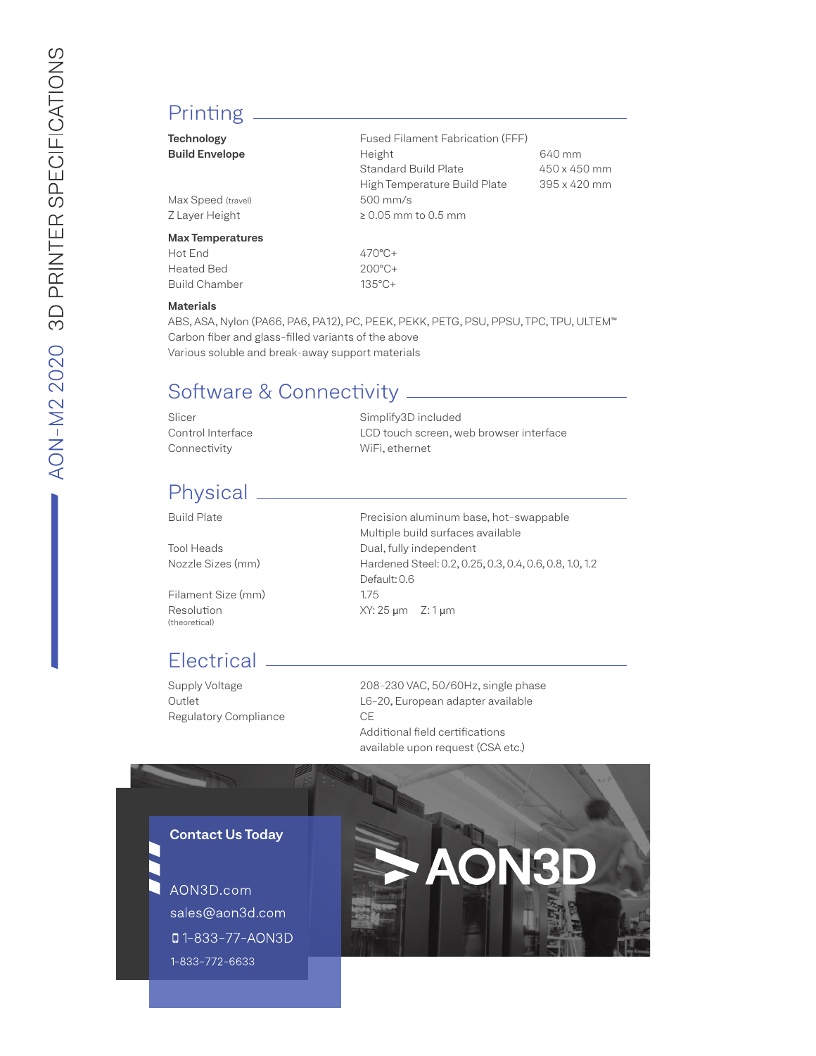AON-M2 2020 3D PRINTER SPECIFICATIONS

## Printing

| | | |
|---|---|---|
| **Technology** | Fused Filament Fabrication (FFF) | |
| **Build Envelope** | Height | 640 mm |
| | Standard Build Plate | 450 x 450 mm |
| | High Temperature Build Plate | 395 x 420 mm |
| Max Speed (travel) | 500 mm/s | |
| Z Layer Height | ≥ 0.05 mm to 0.5 mm | |

**Max Temperatures**

| | |
|---|---|
| Hot End | 470°C+ |
| Heated Bed | 200°C+ |
| Build Chamber | 135°C+ |

**Materials**

ABS, ASA, Nylon (PA66, PA6, PA12), PC, PEEK, PEKK, PETG, PSU, PPSU, TPC, TPU, ULTEM™
Carbon fiber and glass-filled variants of the above
Various soluble and break-away support materials

## Software & Connectivity

| | |
|---|---|
| Slicer | Simplify3D included |
| Control Interface | LCD touch screen, web browser interface |
| Connectivity | WiFi, ethernet |

## Physical

| | |
|---|---|
| Build Plate | Precision aluminum base, hot-swappable<br>Multiple build surfaces available |
| Tool Heads | Dual, fully independent |
| Nozzle Sizes (mm) | Hardened Steel: 0.2, 0.25, 0.3, 0.4, 0.6, 0.8, 1.0, 1.2<br>Default: 0.6 |
| Filament Size (mm) | 1.75 |
| Resolution (theoretical) | XY: 25 µm Z: 1 µm |

## Electrical

| | |
|---|---|
| Supply Voltage | 208-230 VAC, 50/60Hz, single phase |
| Outlet | L6-20, European adapter available |
| Regulatory Compliance | CE<br>Additional field certifications available upon request (CSA etc.) |

**Contact Us Today**

AON3D.com
sales@aon3d.com
1-833-77-AON3D
1-833-772-6633

AON3D